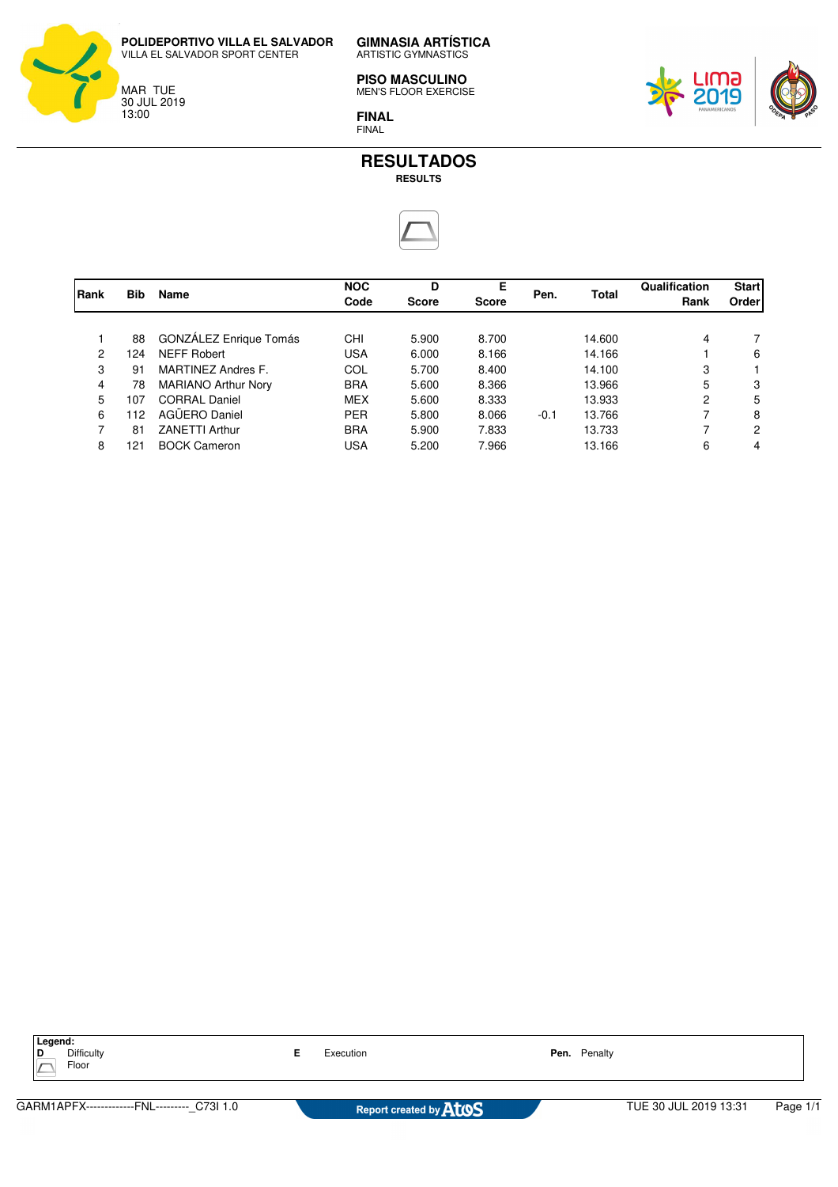**POLIDEPORTIVO VILLA EL SALVADOR**
VILLA EL SALVADOR SPORT CENTER

MAR TUE
30 JUL 2019
13:00

**GIMNASIA ARTÍSTICA**
ARTISTIC GYMNASTICS

**PISO MASCULINO**
MEN'S FLOOR EXERCISE

**FINAL**
FINAL

# RESULTADOS
**RESULTS**

| Rank | Bib | Name | NOC Code | D Score | E Score | Pen. | Total | Qualification Rank | Start Order |
|---|---|---|---|---|---|---|---|---|---|
| 1 | 88 | GONZÁLEZ Enrique Tomás | CHI | 5.900 | 8.700 | | 14.600 | 4 | 7 |
| 2 | 124 | NEFF Robert | USA | 6.000 | 8.166 | | 14.166 | 1 | 6 |
| 3 | 91 | MARTINEZ Andres F. | COL | 5.700 | 8.400 | | 14.100 | 3 | 1 |
| 4 | 78 | MARIANO Arthur Nory | BRA | 5.600 | 8.366 | | 13.966 | 5 | 3 |
| 5 | 107 | CORRAL Daniel | MEX | 5.600 | 8.333 | | 13.933 | 2 | 5 |
| 6 | 112 | AGÜERO Daniel | PER | 5.800 | 8.066 | -0.1 | 13.766 | 7 | 8 |
| 7 | 81 | ZANETTI Arthur | BRA | 5.900 | 7.833 | | 13.733 | 7 | 2 |
| 8 | 121 | BOCK Cameron | USA | 5.200 | 7.966 | | 13.166 | 6 | 4 |

**Legend:**
**D** Difficulty
Floor
**E** Execution
**Pen.** Penalty

GARM1APFX-------------FNL---------_C73I 1.0
Report created by Atos
TUE 30 JUL 2019 13:31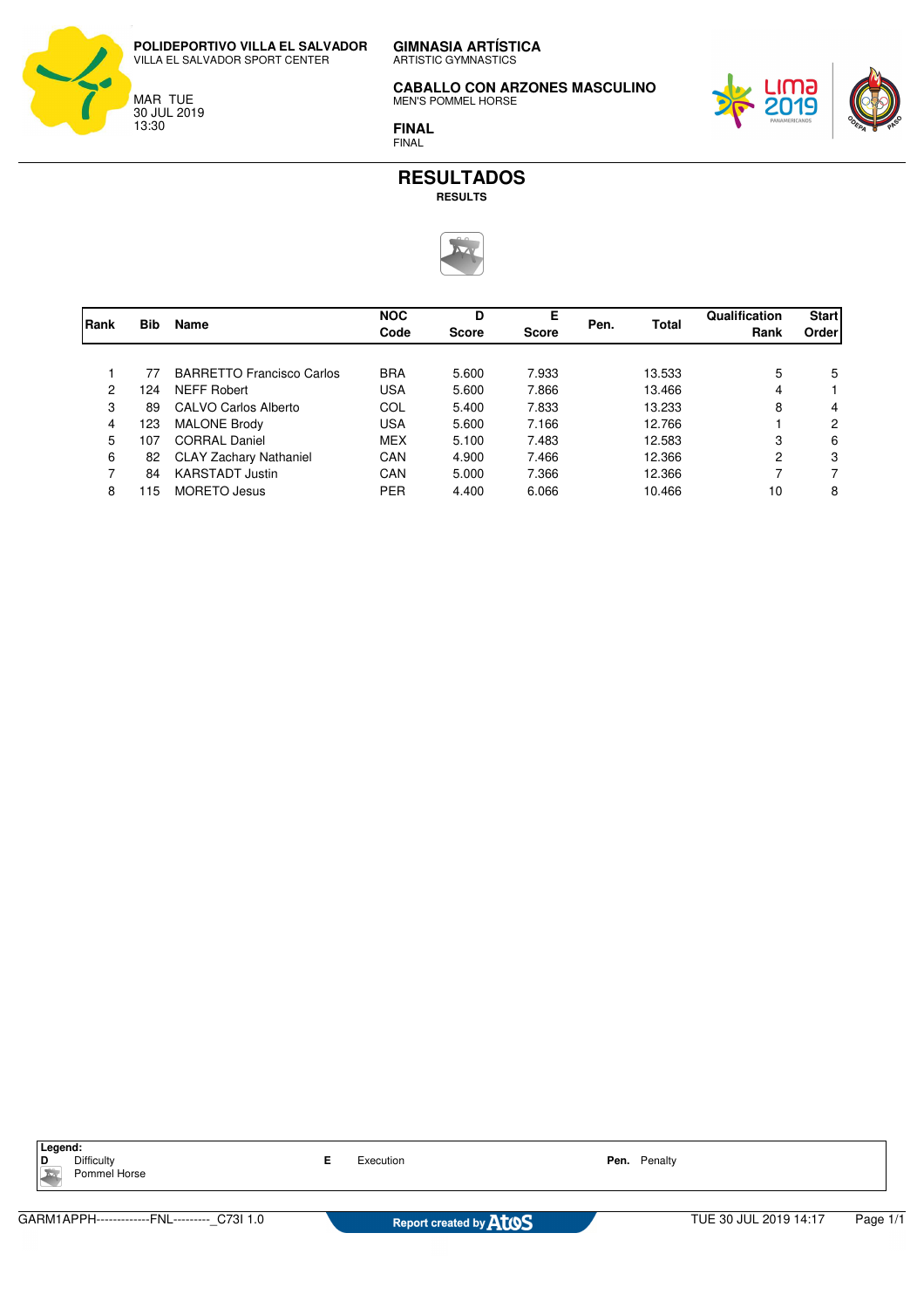**POLIDEPORTIVO VILLA EL SALVADOR**
VILLA EL SALVADOR SPORT CENTER

MAR TUE
30 JUL 2019
13:30

**GIMNASIA ARTÍSTICA**
ARTISTIC GYMNASTICS

**CABALLO CON ARZONES MASCULINO**
MEN'S POMMEL HORSE

**FINAL**
FINAL

# RESULTADOS
**RESULTS**

| Rank | Bib | Name | NOC Code | D Score | E Score | Pen. | Total | Qualification Rank | Start Order |
|---|---|---|---|---|---|---|---|---|---|
| 1 | 77 | BARRETTO Francisco Carlos | BRA | 5.600 | 7.933 | | 13.533 | 5 | 5 |
| 2 | 124 | NEFF Robert | USA | 5.600 | 7.866 | | 13.466 | 4 | 1 |
| 3 | 89 | CALVO Carlos Alberto | COL | 5.400 | 7.833 | | 13.233 | 8 | 4 |
| 4 | 123 | MALONE Brody | USA | 5.600 | 7.166 | | 12.766 | 1 | 2 |
| 5 | 107 | CORRAL Daniel | MEX | 5.100 | 7.483 | | 12.583 | 3 | 6 |
| 6 | 82 | CLAY Zachary Nathaniel | CAN | 4.900 | 7.466 | | 12.366 | 2 | 3 |
| 7 | 84 | KARSTADT Justin | CAN | 5.000 | 7.366 | | 12.366 | 7 | 7 |
| 8 | 115 | MORETO Jesus | PER | 4.400 | 6.066 | | 10.466 | 10 | 8 |

**Legend:**
**D** Difficulty
Pommel Horse
**E** Execution
**Pen.** Penalty

GARM1APPH-------------FNL---------_C73I 1.0 | Report created by Atos | TUE 30 JUL 2019 14:17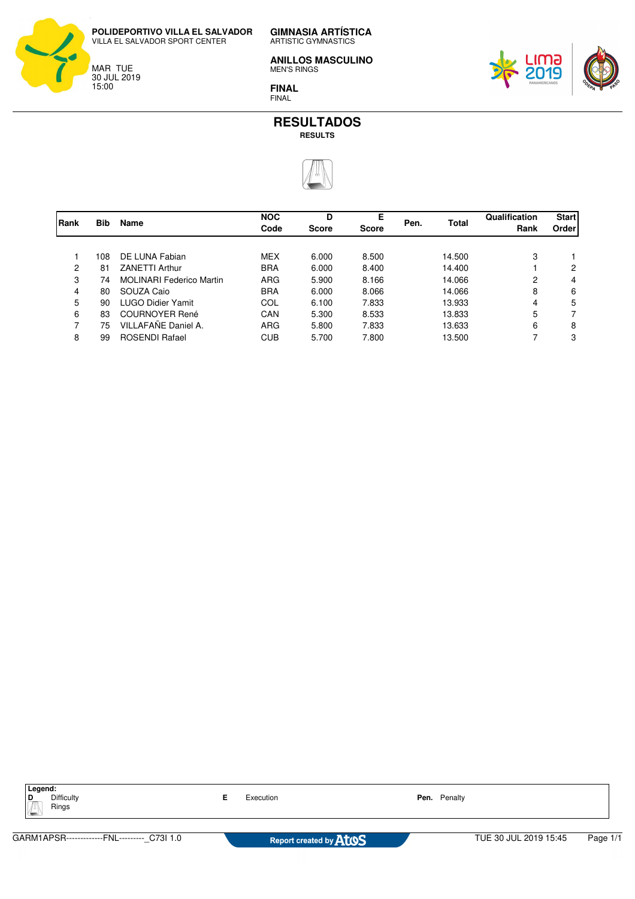**POLIDEPORTIVO VILLA EL SALVADOR**
VILLA EL SALVADOR SPORT CENTER

MAR TUE
30 JUL 2019
15:00

**GIMNASIA ARTÍSTICA**
ARTISTIC GYMNASTICS

**ANILLOS MASCULINO**
MEN'S RINGS

**FINAL**
FINAL

# RESULTADOS
**RESULTS**

| Rank | Bib | Name | NOC Code | D Score | E Score | Pen. | Total | Qualification Rank | Start Order |
|---|---|---|---|---|---|---|---|---|---|
| 1 | 108 | DE LUNA Fabian | MEX | 6.000 | 8.500 | | 14.500 | 3 | 1 |
| 2 | 81 | ZANETTI Arthur | BRA | 6.000 | 8.400 | | 14.400 | 1 | 2 |
| 3 | 74 | MOLINARI Federico Martin | ARG | 5.900 | 8.166 | | 14.066 | 2 | 4 |
| 4 | 80 | SOUZA Caio | BRA | 6.000 | 8.066 | | 14.066 | 8 | 6 |
| 5 | 90 | LUGO Didier Yamit | COL | 6.100 | 7.833 | | 13.933 | 4 | 5 |
| 6 | 83 | COURNOYER René | CAN | 5.300 | 8.533 | | 13.833 | 5 | 7 |
| 7 | 75 | VILLAFAÑE Daniel A. | ARG | 5.800 | 7.833 | | 13.633 | 6 | 8 |
| 8 | 99 | ROSENDI Rafael | CUB | 5.700 | 7.800 | | 13.500 | 7 | 3 |

**Legend:**
**D** Difficulty
Rings
**E** Execution
**Pen.** Penalty

GARM1APSR-------------FNL---------_C73I 1.0 — Report created by Atos — TUE 30 JUL 2019 15:45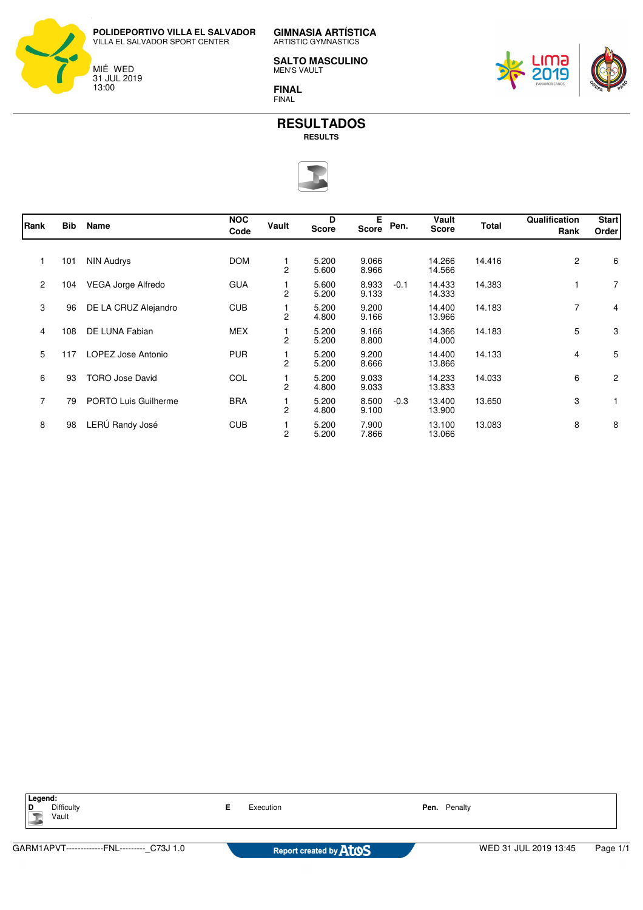**POLIDEPORTIVO VILLA EL SALVADOR**
VILLA EL SALVADOR SPORT CENTER

MIÉ WED
31 JUL 2019
13:00

**GIMNASIA ARTÍSTICA**
ARTISTIC GYMNASTICS

**SALTO MASCULINO**
MEN'S VAULT

**FINAL**
FINAL

# RESULTADOS
**RESULTS**

| Rank | Bib | Name | NOC Code | Vault | D Score | E Score | Pen. | Vault Score | Total | Qualification Rank | Start Order |
|---|---|---|---|---|---|---|---|---|---|---|---|
| 1 | 101 | NIN Audrys | DOM | 1<br>2 | 5.200<br>5.600 | 9.066<br>8.966 | | 14.266<br>14.566 | 14.416 | 2 | 6 |
| 2 | 104 | VEGA Jorge Alfredo | GUA | 1<br>2 | 5.600<br>5.200 | 8.933<br>9.133 | -0.1 | 14.433<br>14.333 | 14.383 | 1 | 7 |
| 3 | 96 | DE LA CRUZ Alejandro | CUB | 1<br>2 | 5.200<br>4.800 | 9.200<br>9.166 | | 14.400<br>13.966 | 14.183 | 7 | 4 |
| 4 | 108 | DE LUNA Fabian | MEX | 1<br>2 | 5.200<br>5.200 | 9.166<br>8.800 | | 14.366<br>14.000 | 14.183 | 5 | 3 |
| 5 | 117 | LOPEZ Jose Antonio | PUR | 1<br>2 | 5.200<br>5.200 | 9.200<br>8.666 | | 14.400<br>13.866 | 14.133 | 4 | 5 |
| 6 | 93 | TORO Jose David | COL | 1<br>2 | 5.200<br>4.800 | 9.033<br>9.033 | | 14.233<br>13.833 | 14.033 | 6 | 2 |
| 7 | 79 | PORTO Luis Guilherme | BRA | 1<br>2 | 5.200<br>4.800 | 8.500<br>9.100 | -0.3 | 13.400<br>13.900 | 13.650 | 3 | 1 |
| 8 | 98 | LERÚ Randy José | CUB | 1<br>2 | 5.200<br>5.200 | 7.900<br>7.866 | | 13.100<br>13.066 | 13.083 | 8 | 8 |

**Legend:**
**D** Difficulty
Vault
**E** Execution
**Pen.** Penalty

GARM1APVT-------------FNL---------_C73J 1.0 — Report created by Atos — WED 31 JUL 2019 13:45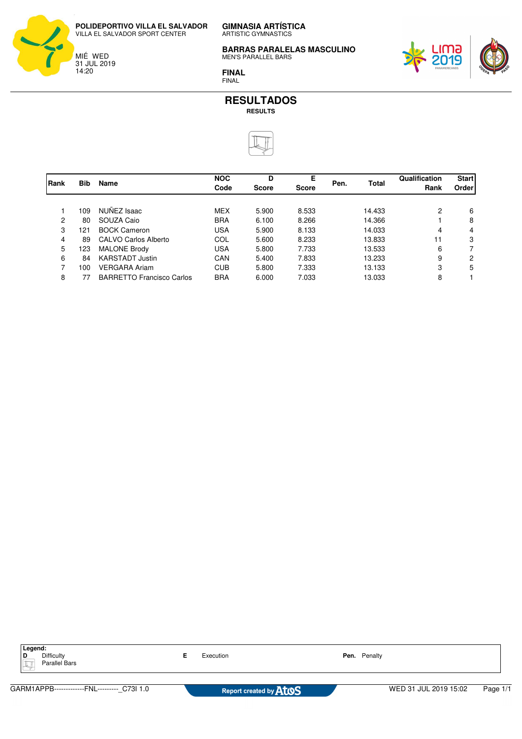**POLIDEPORTIVO VILLA EL SALVADOR**
VILLA EL SALVADOR SPORT CENTER

MIÉ WED
31 JUL 2019
14:20

**GIMNASIA ARTÍSTICA**
ARTISTIC GYMNASTICS

**BARRAS PARALELAS MASCULINO**
MEN'S PARALLEL BARS

**FINAL**
FINAL

# RESULTADOS
**RESULTS**

| Rank | Bib | Name | NOC Code | D Score | E Score | Pen. | Total | Qualification Rank | Start Order |
|---|---|---|---|---|---|---|---|---|---|
| 1 | 109 | NUÑEZ Isaac | MEX | 5.900 | 8.533 | | 14.433 | 2 | 6 |
| 2 | 80 | SOUZA Caio | BRA | 6.100 | 8.266 | | 14.366 | 1 | 8 |
| 3 | 121 | BOCK Cameron | USA | 5.900 | 8.133 | | 14.033 | 4 | 4 |
| 4 | 89 | CALVO Carlos Alberto | COL | 5.600 | 8.233 | | 13.833 | 11 | 3 |
| 5 | 123 | MALONE Brody | USA | 5.800 | 7.733 | | 13.533 | 6 | 7 |
| 6 | 84 | KARSTADT Justin | CAN | 5.400 | 7.833 | | 13.233 | 9 | 2 |
| 7 | 100 | VERGARA Ariam | CUB | 5.800 | 7.333 | | 13.133 | 3 | 5 |
| 8 | 77 | BARRETTO Francisco Carlos | BRA | 6.000 | 7.033 | | 13.033 | 8 | 1 |

**Legend:**
**D** Difficulty
Parallel Bars
**E** Execution
**Pen.** Penalty

GARM1APPB-------------FNL---------_C73I 1.0
Report created by Atos
WED 31 JUL 2019 15:02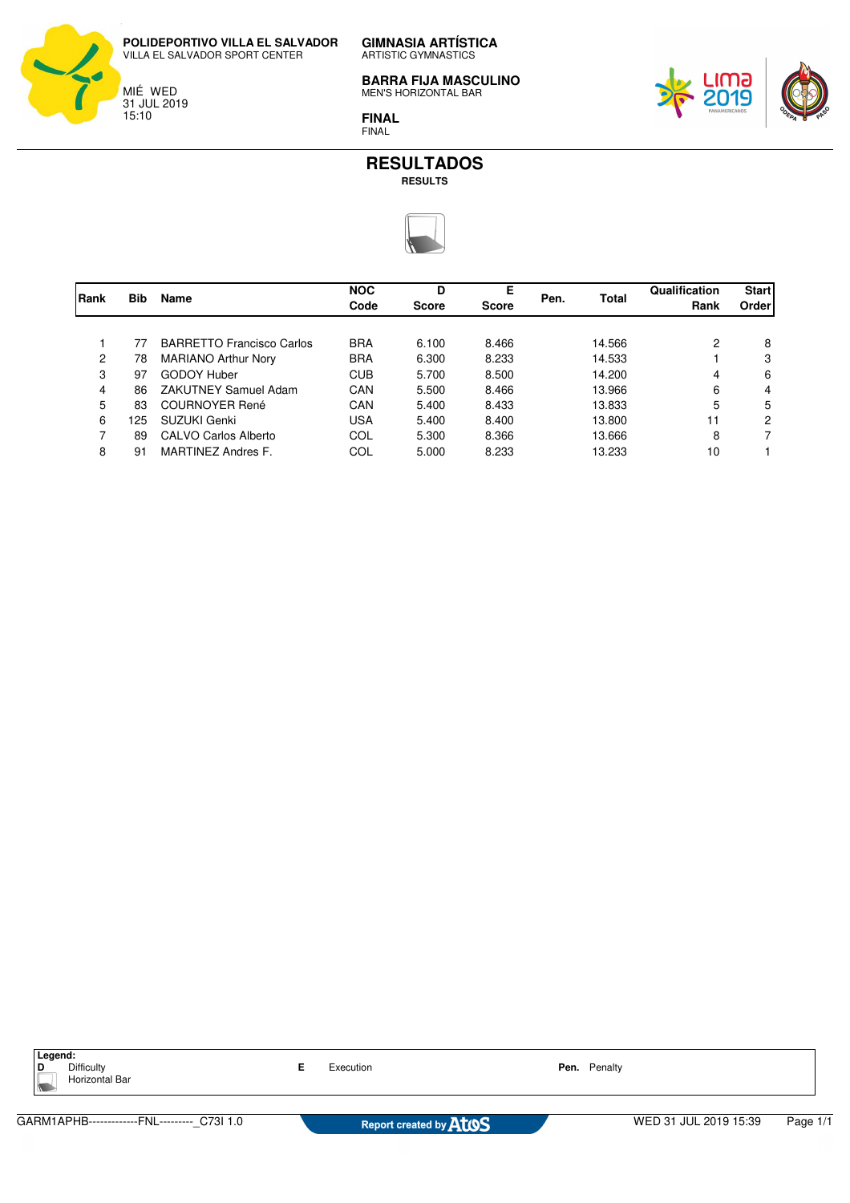**POLIDEPORTIVO VILLA EL SALVADOR**
VILLA EL SALVADOR SPORT CENTER

MIÉ WED
31 JUL 2019
15:10

**GIMNASIA ARTÍSTICA**
ARTISTIC GYMNASTICS

**BARRA FIJA MASCULINO**
MEN'S HORIZONTAL BAR

**FINAL**
FINAL

# RESULTADOS
**RESULTS**

| Rank | Bib | Name | NOC Code | D Score | E Score | Pen. | Total | Qualification Rank | Start Order |
|---|---|---|---|---|---|---|---|---|---|
| 1 | 77 | BARRETTO Francisco Carlos | BRA | 6.100 | 8.466 | | 14.566 | 2 | 8 |
| 2 | 78 | MARIANO Arthur Nory | BRA | 6.300 | 8.233 | | 14.533 | 1 | 3 |
| 3 | 97 | GODOY Huber | CUB | 5.700 | 8.500 | | 14.200 | 4 | 6 |
| 4 | 86 | ZAKUTNEY Samuel Adam | CAN | 5.500 | 8.466 | | 13.966 | 6 | 4 |
| 5 | 83 | COURNOYER René | CAN | 5.400 | 8.433 | | 13.833 | 5 | 5 |
| 6 | 125 | SUZUKI Genki | USA | 5.400 | 8.400 | | 13.800 | 11 | 2 |
| 7 | 89 | CALVO Carlos Alberto | COL | 5.300 | 8.366 | | 13.666 | 8 | 7 |
| 8 | 91 | MARTINEZ Andres F. | COL | 5.000 | 8.233 | | 13.233 | 10 | 1 |

**Legend:**
**D** Difficulty
Horizontal Bar
**E** Execution
**Pen.** Penalty

GARM1APHB-------------FNL---------_C73I 1.0 | Report created by Atos | WED 31 JUL 2019 15:39